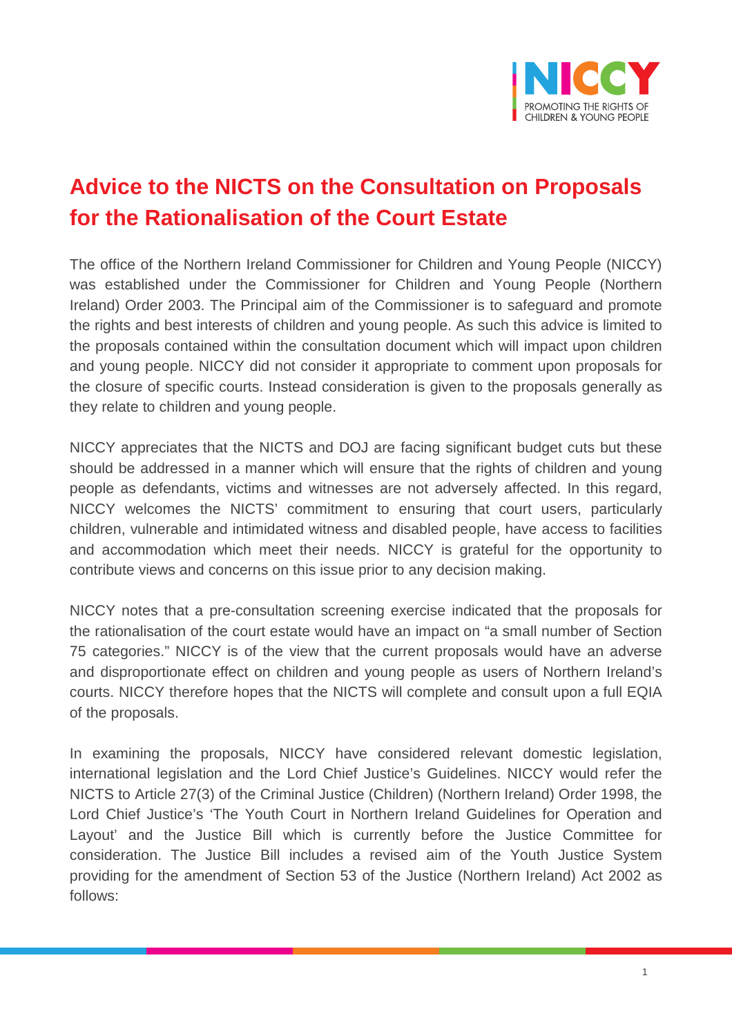# Advice to the NICTS on the Consultation on Proposals for the Rationalisation of the Court Estate

The office of the Northern Ireland Commissioner for Children and Young People (NICCY) was established under the Commissioner for Children and Young People (Northern Ireland) Order 2003. The Principal aim of the Commissioner is to safeguard and promote the rights and best interests of children and young people. As such this advice is limited to the proposals contained within the consultation document which will impact upon children and young people. NICCY did not consider it appropriate to comment upon proposals for the closure of specific courts. Instead consideration is given to the proposals generally as they relate to children and young people.

NICCY appreciates that the NICTS and DOJ are facing significant budget cuts but these should be addressed in a manner which will ensure that the rights of children and young people as defendants, victims and witnesses are not adversely affected. In this regard, NICCY welcomes the NICTS' commitment to ensuring that court users, particularly children, vulnerable and intimidated witness and disabled people, have access to facilities and accommodation which meet their needs. NICCY is grateful for the opportunity to contribute views and concerns on this issue prior to any decision making.

NICCY notes that a pre-consultation screening exercise indicated that the proposals for the rationalisation of the court estate would have an impact on "a small number of Section 75 categories." NICCY is of the view that the current proposals would have an adverse and disproportionate effect on children and young people as users of Northern Ireland's courts. NICCY therefore hopes that the NICTS will complete and consult upon a full EQIA of the proposals.

In examining the proposals, NICCY have considered relevant domestic legislation, international legislation and the Lord Chief Justice's Guidelines. NICCY would refer the NICTS to Article 27(3) of the Criminal Justice (Children) (Northern Ireland) Order 1998, the Lord Chief Justice's 'The Youth Court in Northern Ireland Guidelines for Operation and Layout' and the Justice Bill which is currently before the Justice Committee for consideration. The Justice Bill includes a revised aim of the Youth Justice System providing for the amendment of Section 53 of the Justice (Northern Ireland) Act 2002 as follows: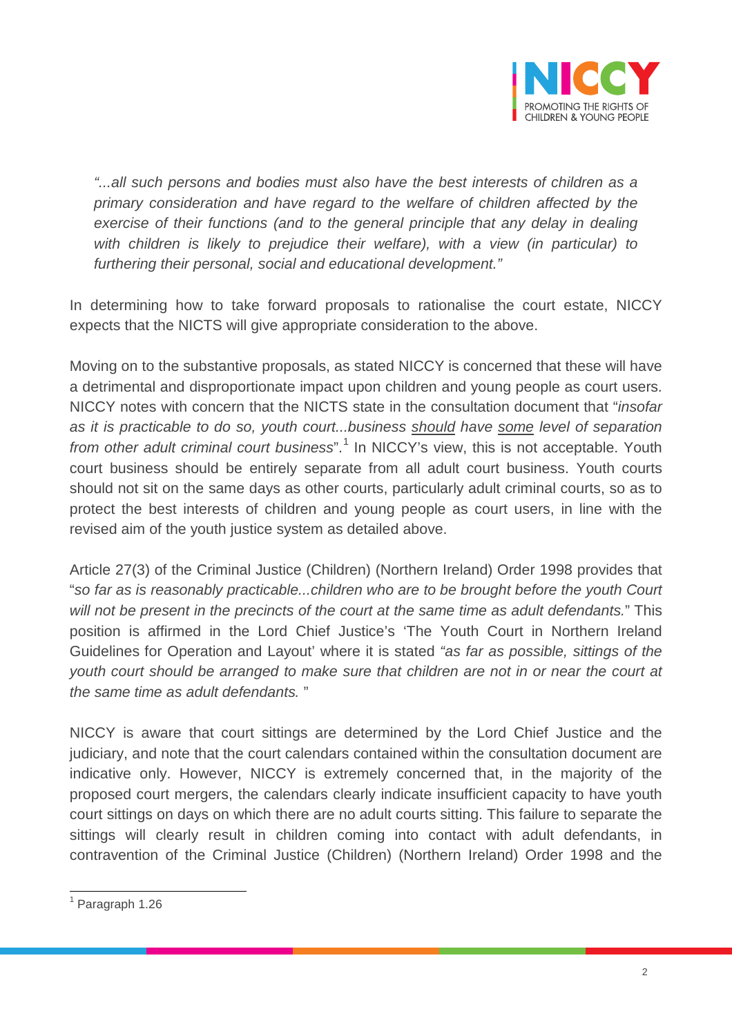*"...all such persons and bodies must also have the best interests of children as a primary consideration and have regard to the welfare of children affected by the exercise of their functions (and to the general principle that any delay in dealing with children is likely to prejudice their welfare), with a view (in particular) to furthering their personal, social and educational development."*

In determining how to take forward proposals to rationalise the court estate, NICCY expects that the NICTS will give appropriate consideration to the above.

Moving on to the substantive proposals, as stated NICCY is concerned that these will have a detrimental and disproportionate impact upon children and young people as court users. NICCY notes with concern that the NICTS state in the consultation document that "*insofar as it is practicable to do so, youth court...business <u>should</u> have <u>some</u> level of separation from other adult criminal court business*".[1] In NICCY's view, this is not acceptable. Youth court business should be entirely separate from all adult court business. Youth courts should not sit on the same days as other courts, particularly adult criminal courts, so as to protect the best interests of children and young people as court users, in line with the revised aim of the youth justice system as detailed above.

Article 27(3) of the Criminal Justice (Children) (Northern Ireland) Order 1998 provides that "*so far as is reasonably practicable...children who are to be brought before the youth Court will not be present in the precincts of the court at the same time as adult defendants.*" This position is affirmed in the Lord Chief Justice's 'The Youth Court in Northern Ireland Guidelines for Operation and Layout' where it is stated *"as far as possible, sittings of the youth court should be arranged to make sure that children are not in or near the court at the same time as adult defendants.* "

NICCY is aware that court sittings are determined by the Lord Chief Justice and the judiciary, and note that the court calendars contained within the consultation document are indicative only. However, NICCY is extremely concerned that, in the majority of the proposed court mergers, the calendars clearly indicate insufficient capacity to have youth court sittings on days on which there are no adult courts sitting. This failure to separate the sittings will clearly result in children coming into contact with adult defendants, in contravention of the Criminal Justice (Children) (Northern Ireland) Order 1998 and the

[1] Paragraph 1.26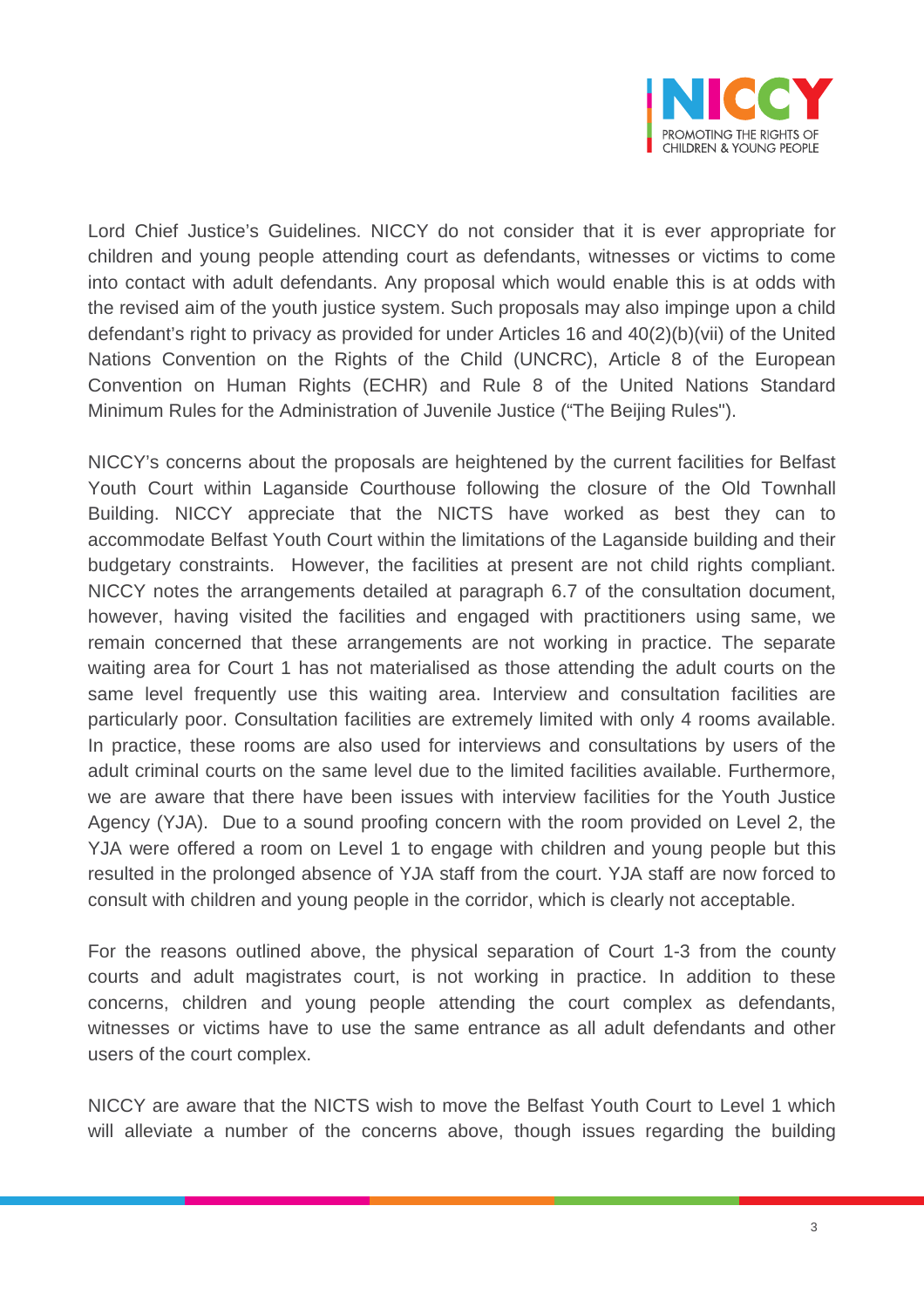Lord Chief Justice's Guidelines. NICCY do not consider that it is ever appropriate for children and young people attending court as defendants, witnesses or victims to come into contact with adult defendants. Any proposal which would enable this is at odds with the revised aim of the youth justice system. Such proposals may also impinge upon a child defendant's right to privacy as provided for under Articles 16 and 40(2)(b)(vii) of the United Nations Convention on the Rights of the Child (UNCRC), Article 8 of the European Convention on Human Rights (ECHR) and Rule 8 of the United Nations Standard Minimum Rules for the Administration of Juvenile Justice ("The Beijing Rules").

NICCY's concerns about the proposals are heightened by the current facilities for Belfast Youth Court within Laganside Courthouse following the closure of the Old Townhall Building. NICCY appreciate that the NICTS have worked as best they can to accommodate Belfast Youth Court within the limitations of the Laganside building and their budgetary constraints. However, the facilities at present are not child rights compliant. NICCY notes the arrangements detailed at paragraph 6.7 of the consultation document, however, having visited the facilities and engaged with practitioners using same, we remain concerned that these arrangements are not working in practice. The separate waiting area for Court 1 has not materialised as those attending the adult courts on the same level frequently use this waiting area. Interview and consultation facilities are particularly poor. Consultation facilities are extremely limited with only 4 rooms available. In practice, these rooms are also used for interviews and consultations by users of the adult criminal courts on the same level due to the limited facilities available. Furthermore, we are aware that there have been issues with interview facilities for the Youth Justice Agency (YJA). Due to a sound proofing concern with the room provided on Level 2, the YJA were offered a room on Level 1 to engage with children and young people but this resulted in the prolonged absence of YJA staff from the court. YJA staff are now forced to consult with children and young people in the corridor, which is clearly not acceptable.

For the reasons outlined above, the physical separation of Court 1-3 from the county courts and adult magistrates court, is not working in practice. In addition to these concerns, children and young people attending the court complex as defendants, witnesses or victims have to use the same entrance as all adult defendants and other users of the court complex.

NICCY are aware that the NICTS wish to move the Belfast Youth Court to Level 1 which will alleviate a number of the concerns above, though issues regarding the building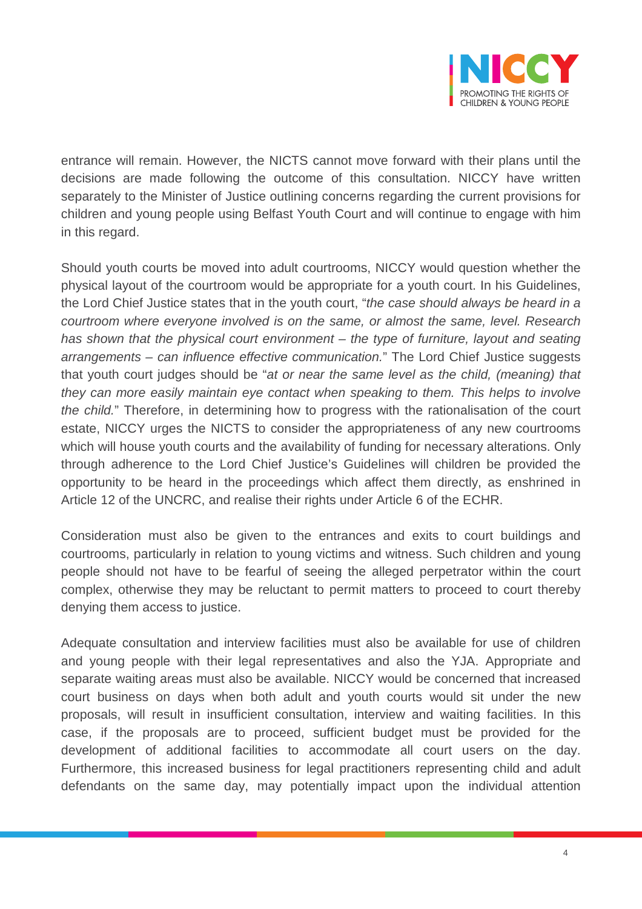entrance will remain. However, the NICTS cannot move forward with their plans until the decisions are made following the outcome of this consultation. NICCY have written separately to the Minister of Justice outlining concerns regarding the current provisions for children and young people using Belfast Youth Court and will continue to engage with him in this regard.

Should youth courts be moved into adult courtrooms, NICCY would question whether the physical layout of the courtroom would be appropriate for a youth court. In his Guidelines, the Lord Chief Justice states that in the youth court, "*the case should always be heard in a courtroom where everyone involved is on the same, or almost the same, level. Research has shown that the physical court environment – the type of furniture, layout and seating arrangements – can influence effective communication.*" The Lord Chief Justice suggests that youth court judges should be "*at or near the same level as the child, (meaning) that they can more easily maintain eye contact when speaking to them. This helps to involve the child.*" Therefore, in determining how to progress with the rationalisation of the court estate, NICCY urges the NICTS to consider the appropriateness of any new courtrooms which will house youth courts and the availability of funding for necessary alterations. Only through adherence to the Lord Chief Justice's Guidelines will children be provided the opportunity to be heard in the proceedings which affect them directly, as enshrined in Article 12 of the UNCRC, and realise their rights under Article 6 of the ECHR.

Consideration must also be given to the entrances and exits to court buildings and courtrooms, particularly in relation to young victims and witness. Such children and young people should not have to be fearful of seeing the alleged perpetrator within the court complex, otherwise they may be reluctant to permit matters to proceed to court thereby denying them access to justice.

Adequate consultation and interview facilities must also be available for use of children and young people with their legal representatives and also the YJA. Appropriate and separate waiting areas must also be available. NICCY would be concerned that increased court business on days when both adult and youth courts would sit under the new proposals, will result in insufficient consultation, interview and waiting facilities. In this case, if the proposals are to proceed, sufficient budget must be provided for the development of additional facilities to accommodate all court users on the day. Furthermore, this increased business for legal practitioners representing child and adult defendants on the same day, may potentially impact upon the individual attention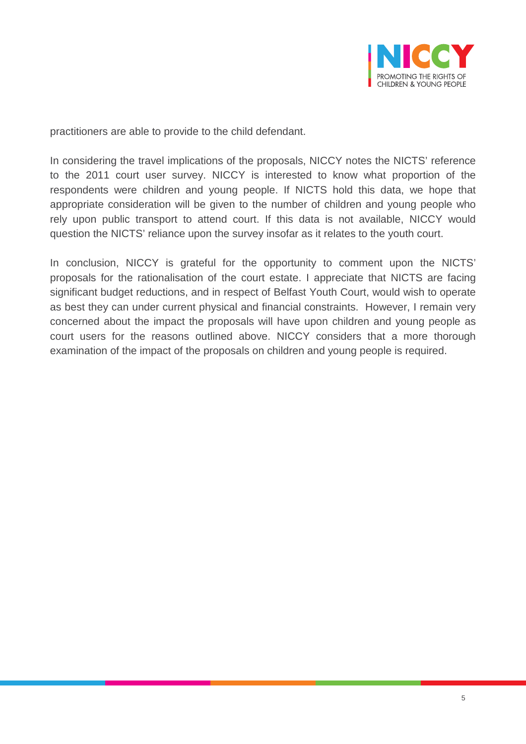practitioners are able to provide to the child defendant.

In considering the travel implications of the proposals, NICCY notes the NICTS' reference to the 2011 court user survey. NICCY is interested to know what proportion of the respondents were children and young people. If NICTS hold this data, we hope that appropriate consideration will be given to the number of children and young people who rely upon public transport to attend court. If this data is not available, NICCY would question the NICTS' reliance upon the survey insofar as it relates to the youth court.

In conclusion, NICCY is grateful for the opportunity to comment upon the NICTS' proposals for the rationalisation of the court estate. I appreciate that NICTS are facing significant budget reductions, and in respect of Belfast Youth Court, would wish to operate as best they can under current physical and financial constraints. However, I remain very concerned about the impact the proposals will have upon children and young people as court users for the reasons outlined above. NICCY considers that a more thorough examination of the impact of the proposals on children and young people is required.